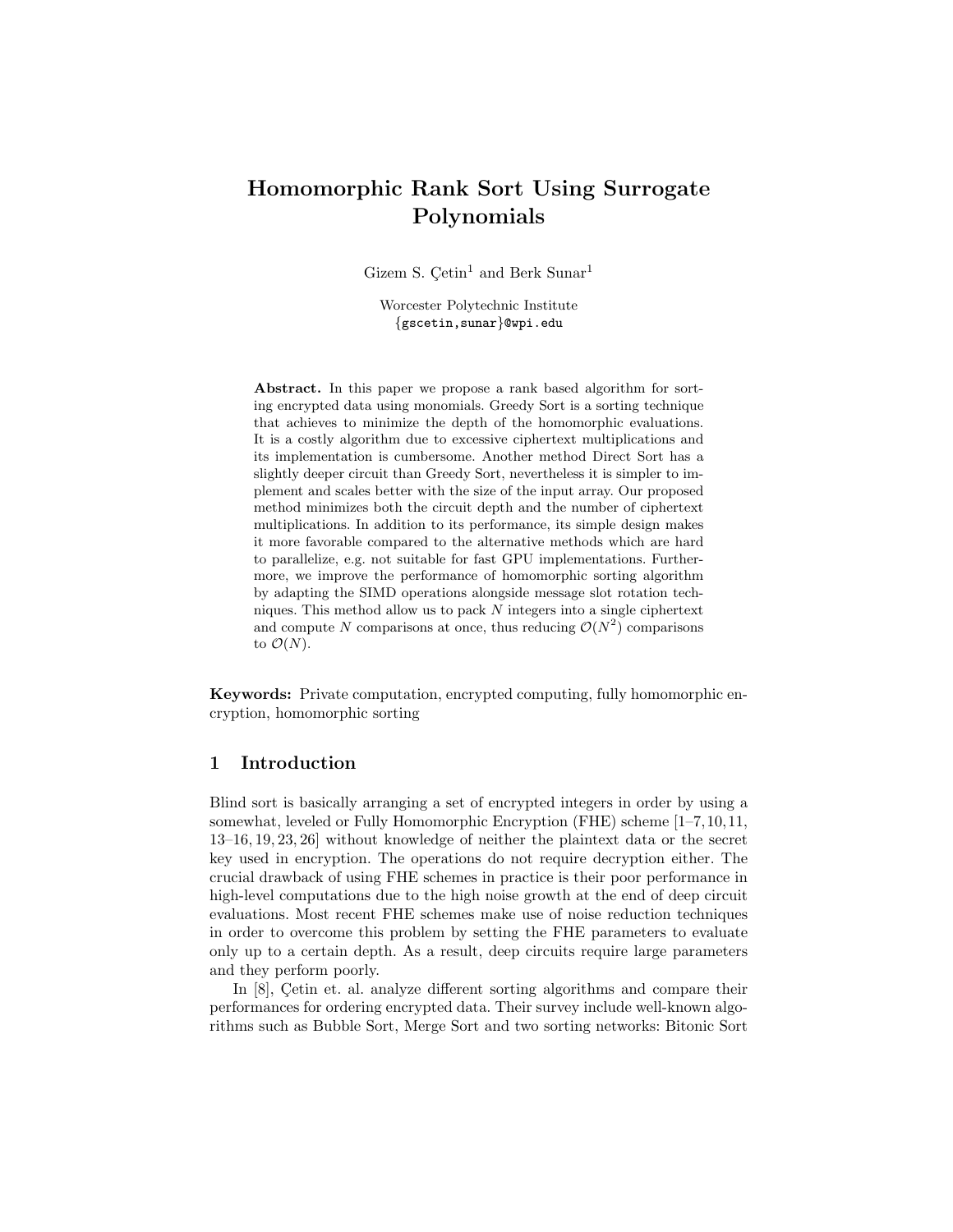# Homomorphic Rank Sort Using Surrogate Polynomials

Gizem S. Çetin[1] and Berk Sunar[1]

Worcester Polytechnic Institute
{gscetin,sunar}@wpi.edu

**Abstract.** In this paper we propose a rank based algorithm for sorting encrypted data using monomials. Greedy Sort is a sorting technique that achieves to minimize the depth of the homomorphic evaluations. It is a costly algorithm due to excessive ciphertext multiplications and its implementation is cumbersome. Another method Direct Sort has a slightly deeper circuit than Greedy Sort, nevertheless it is simpler to implement and scales better with the size of the input array. Our proposed method minimizes both the circuit depth and the number of ciphertext multiplications. In addition to its performance, its simple design makes it more favorable compared to the alternative methods which are hard to parallelize, e.g. not suitable for fast GPU implementations. Furthermore, we improve the performance of homomorphic sorting algorithm by adapting the SIMD operations alongside message slot rotation techniques. This method allow us to pack $N$ integers into a single ciphertext and compute $N$ comparisons at once, thus reducing $\mathcal{O}(N^2)$ comparisons to $\mathcal{O}(N)$.

**Keywords:** Private computation, encrypted computing, fully homomorphic encryption, homomorphic sorting

## 1 Introduction

Blind sort is basically arranging a set of encrypted integers in order by using a somewhat, leveled or Fully Homomorphic Encryption (FHE) scheme [1–7, 10, 11, 13–16, 19, 23, 26] without knowledge of neither the plaintext data or the secret key used in encryption. The operations do not require decryption either. The crucial drawback of using FHE schemes in practice is their poor performance in high-level computations due to the high noise growth at the end of deep circuit evaluations. Most recent FHE schemes make use of noise reduction techniques in order to overcome this problem by setting the FHE parameters to evaluate only up to a certain depth. As a result, deep circuits require large parameters and they perform poorly.

In [8], Çetin et. al. analyze different sorting algorithms and compare their performances for ordering encrypted data. Their survey include well-known algorithms such as Bubble Sort, Merge Sort and two sorting networks: Bitonic Sort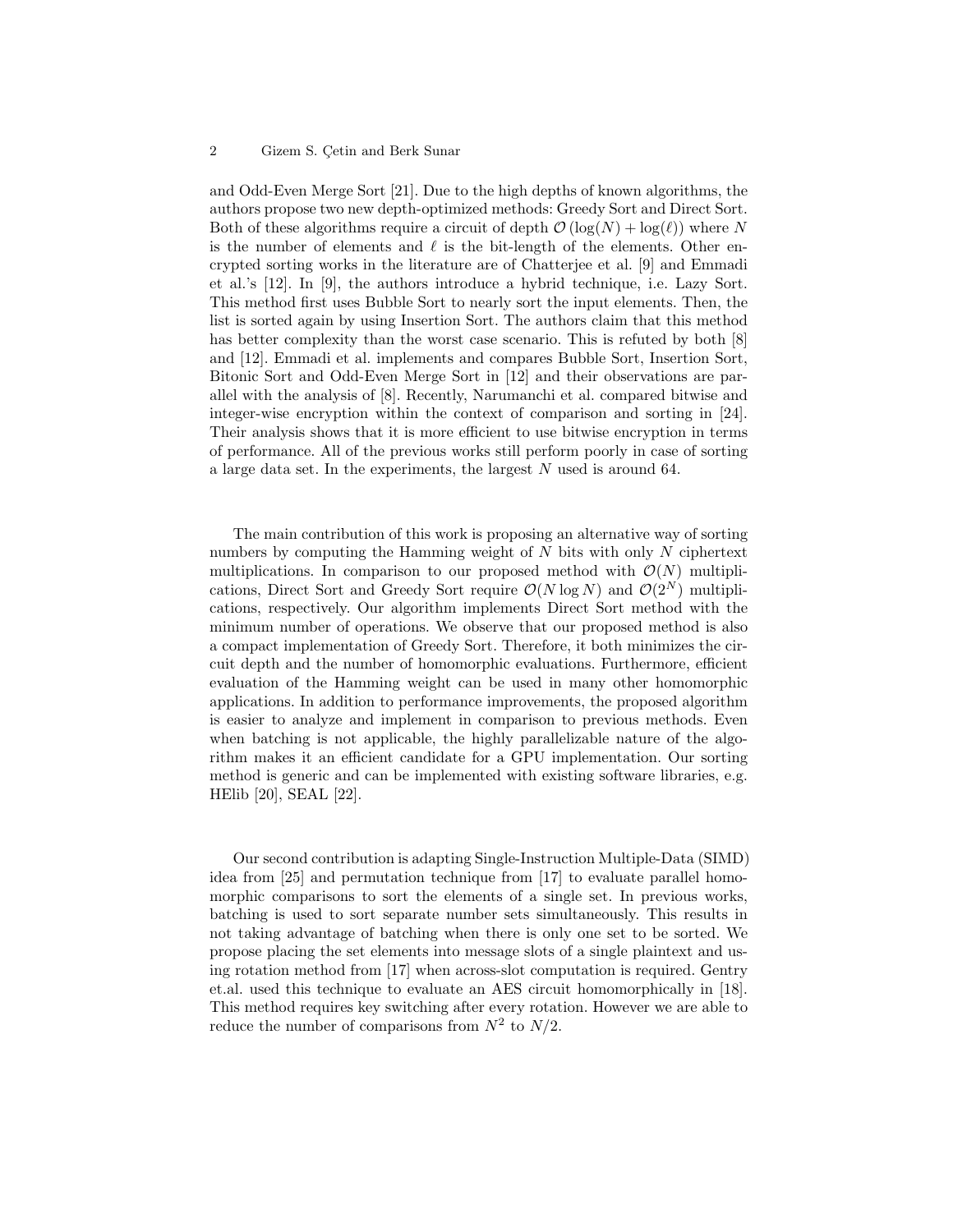and Odd-Even Merge Sort [21]. Due to the high depths of known algorithms, the authors propose two new depth-optimized methods: Greedy Sort and Direct Sort. Both of these algorithms require a circuit of depth $\mathcal{O}(\log(N) + \log(\ell))$ where $N$ is the number of elements and $\ell$ is the bit-length of the elements. Other encrypted sorting works in the literature are of Chatterjee et al. [9] and Emmadi et al.'s [12]. In [9], the authors introduce a hybrid technique, i.e. Lazy Sort. This method first uses Bubble Sort to nearly sort the input elements. Then, the list is sorted again by using Insertion Sort. The authors claim that this method has better complexity than the worst case scenario. This is refuted by both [8] and [12]. Emmadi et al. implements and compares Bubble Sort, Insertion Sort, Bitonic Sort and Odd-Even Merge Sort in [12] and their observations are parallel with the analysis of [8]. Recently, Narumanchi et al. compared bitwise and integer-wise encryption within the context of comparison and sorting in [24]. Their analysis shows that it is more efficient to use bitwise encryption in terms of performance. All of the previous works still perform poorly in case of sorting a large data set. In the experiments, the largest $N$ used is around 64.

The main contribution of this work is proposing an alternative way of sorting numbers by computing the Hamming weight of $N$ bits with only $N$ ciphertext multiplications. In comparison to our proposed method with $\mathcal{O}(N)$ multiplications, Direct Sort and Greedy Sort require $\mathcal{O}(N \log N)$ and $\mathcal{O}(2^N)$ multiplications, respectively. Our algorithm implements Direct Sort method with the minimum number of operations. We observe that our proposed method is also a compact implementation of Greedy Sort. Therefore, it both minimizes the circuit depth and the number of homomorphic evaluations. Furthermore, efficient evaluation of the Hamming weight can be used in many other homomorphic applications. In addition to performance improvements, the proposed algorithm is easier to analyze and implement in comparison to previous methods. Even when batching is not applicable, the highly parallelizable nature of the algorithm makes it an efficient candidate for a GPU implementation. Our sorting method is generic and can be implemented with existing software libraries, e.g. HElib [20], SEAL [22].

Our second contribution is adapting Single-Instruction Multiple-Data (SIMD) idea from [25] and permutation technique from [17] to evaluate parallel homomorphic comparisons to sort the elements of a single set. In previous works, batching is used to sort separate number sets simultaneously. This results in not taking advantage of batching when there is only one set to be sorted. We propose placing the set elements into message slots of a single plaintext and using rotation method from [17] when across-slot computation is required. Gentry et.al. used this technique to evaluate an AES circuit homomorphically in [18]. This method requires key switching after every rotation. However we are able to reduce the number of comparisons from $N^2$ to $N/2$.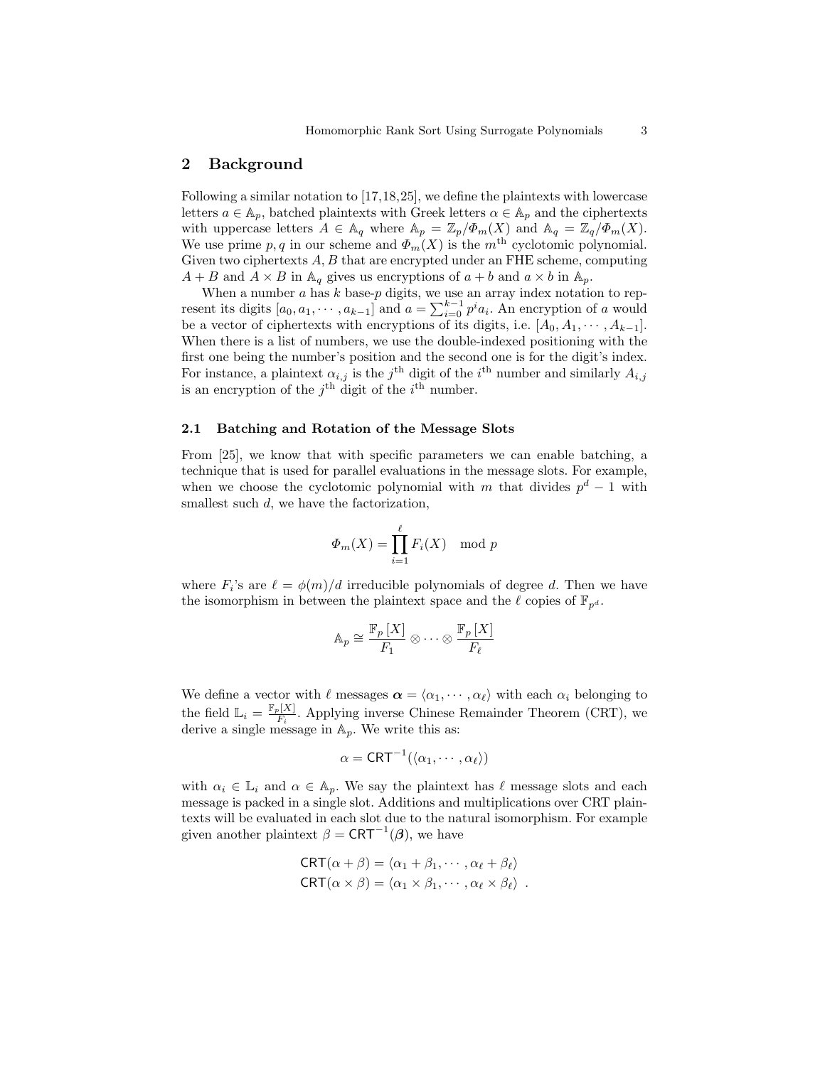## 2 Background

Following a similar notation to [17,18,25], we define the plaintexts with lowercase letters $a \in \mathbb{A}_p$, batched plaintexts with Greek letters $\alpha \in \mathbb{A}_p$ and the ciphertexts with uppercase letters $A \in \mathbb{A}_q$ where $\mathbb{A}_p = \mathbb{Z}_p/\Phi_m(X)$ and $\mathbb{A}_q = \mathbb{Z}_q/\Phi_m(X)$. We use prime $p, q$ in our scheme and $\Phi_m(X)$ is the $m^{\text{th}}$ cyclotomic polynomial. Given two ciphertexts $A, B$ that are encrypted under an FHE scheme, computing $A + B$ and $A \times B$ in $\mathbb{A}_q$ gives us encryptions of $a + b$ and $a \times b$ in $\mathbb{A}_p$.

When a number $a$ has $k$ base-$p$ digits, we use an array index notation to represent its digits $[a_0, a_1, \cdots, a_{k-1}]$ and $a = \sum_{i=0}^{k-1} p^i a_i$. An encryption of $a$ would be a vector of ciphertexts with encryptions of its digits, i.e. $[A_0, A_1, \cdots, A_{k-1}]$. When there is a list of numbers, we use the double-indexed positioning with the first one being the number's position and the second one is for the digit's index. For instance, a plaintext $\alpha_{i,j}$ is the $j^{\text{th}}$ digit of the $i^{\text{th}}$ number and similarly $A_{i,j}$ is an encryption of the $j^{\text{th}}$ digit of the $i^{\text{th}}$ number.

### 2.1 Batching and Rotation of the Message Slots

From [25], we know that with specific parameters we can enable batching, a technique that is used for parallel evaluations in the message slots. For example, when we choose the cyclotomic polynomial with $m$ that divides $p^d - 1$ with smallest such $d$, we have the factorization,

$$\Phi_m(X) = \prod_{i=1}^{\ell} F_i(X) \mod p$$

where $F_i$'s are $\ell = \phi(m)/d$ irreducible polynomials of degree $d$. Then we have the isomorphism in between the plaintext space and the $\ell$ copies of $\mathbb{F}_{p^d}$.

$$\mathbb{A}_p \cong \frac{\mathbb{F}_p[X]}{F_1} \otimes \cdots \otimes \frac{\mathbb{F}_p[X]}{F_\ell}$$

We define a vector with $\ell$ messages $\boldsymbol{\alpha} = \langle \alpha_1, \cdots, \alpha_\ell \rangle$ with each $\alpha_i$ belonging to the field $\mathbb{L}_i = \frac{\mathbb{F}_p[X]}{F_i}$. Applying inverse Chinese Remainder Theorem (CRT), we derive a single message in $\mathbb{A}_p$. We write this as:

$$\alpha = \mathsf{CRT}^{-1}(\langle \alpha_1, \cdots, \alpha_\ell \rangle)$$

with $\alpha_i \in \mathbb{L}_i$ and $\alpha \in \mathbb{A}_p$. We say the plaintext has $\ell$ message slots and each message is packed in a single slot. Additions and multiplications over CRT plaintexts will be evaluated in each slot due to the natural isomorphism. For example given another plaintext $\beta = \mathsf{CRT}^{-1}(\boldsymbol{\beta})$, we have

$$\begin{aligned}
\mathsf{CRT}(\alpha + \beta) &= \langle \alpha_1 + \beta_1, \cdots, \alpha_\ell + \beta_\ell \rangle \\
\mathsf{CRT}(\alpha \times \beta) &= \langle \alpha_1 \times \beta_1, \cdots, \alpha_\ell \times \beta_\ell \rangle \ .
\end{aligned}$$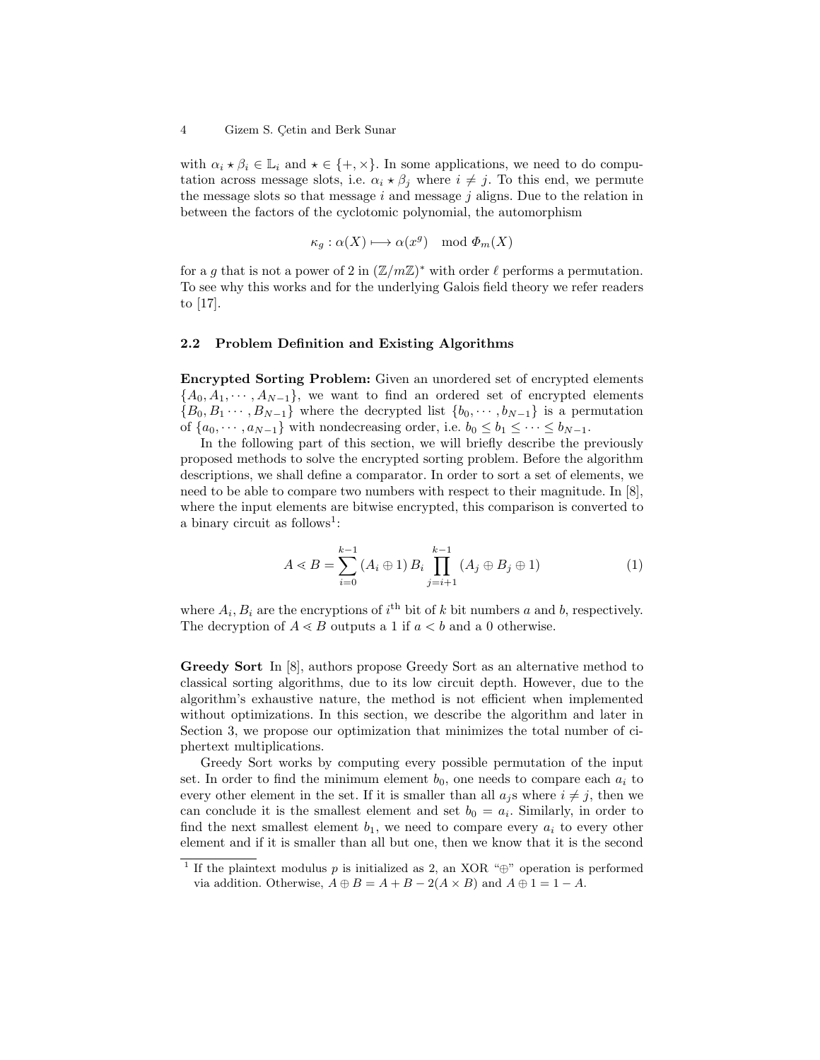with $\alpha_i \star \beta_i \in \mathbb{L}_i$ and $\star \in \{+, \times\}$. In some applications, we need to do computation across message slots, i.e. $\alpha_i \star \beta_j$ where $i \neq j$. To this end, we permute the message slots so that message $i$ and message $j$ aligns. Due to the relation in between the factors of the cyclotomic polynomial, the automorphism

$$\kappa_g : \alpha(X) \longmapsto \alpha(x^g) \mod \Phi_m(X)$$

for a $g$ that is not a power of 2 in $(\mathbb{Z}/m\mathbb{Z})^*$ with order $\ell$ performs a permutation. To see why this works and for the underlying Galois field theory we refer readers to [17].

### 2.2 Problem Definition and Existing Algorithms

**Encrypted Sorting Problem:** Given an unordered set of encrypted elements $\{A_0, A_1, \cdots, A_{N-1}\}$, we want to find an ordered set of encrypted elements $\{B_0, B_1 \cdots, B_{N-1}\}$ where the decrypted list $\{b_0, \cdots, b_{N-1}\}$ is a permutation of $\{a_0, \cdots, a_{N-1}\}$ with nondecreasing order, i.e. $b_0 \leq b_1 \leq \cdots \leq b_{N-1}$.

In the following part of this section, we will briefly describe the previously proposed methods to solve the encrypted sorting problem. Before the algorithm descriptions, we shall define a comparator. In order to sort a set of elements, we need to be able to compare two numbers with respect to their magnitude. In [8], where the input elements are bitwise encrypted, this comparison is converted to a binary circuit as follows[1]:

$$A \lessdot B = \sum_{i=0}^{k-1} (A_i \oplus 1) \, B_i \prod_{j=i+1}^{k-1} (A_j \oplus B_j \oplus 1) \tag{1}$$

where $A_i, B_i$ are the encryptions of $i^{\text{th}}$ bit of $k$ bit numbers $a$ and $b$, respectively. The decryption of $A \lessdot B$ outputs a 1 if $a < b$ and a 0 otherwise.

**Greedy Sort** In [8], authors propose Greedy Sort as an alternative method to classical sorting algorithms, due to its low circuit depth. However, due to the algorithm's exhaustive nature, the method is not efficient when implemented without optimizations. In this section, we describe the algorithm and later in Section 3, we propose our optimization that minimizes the total number of ciphertext multiplications.

Greedy Sort works by computing every possible permutation of the input set. In order to find the minimum element $b_0$, one needs to compare each $a_i$ to every other element in the set. If it is smaller than all $a_j$s where $i \neq j$, then we can conclude it is the smallest element and set $b_0 = a_i$. Similarly, in order to find the next smallest element $b_1$, we need to compare every $a_i$ to every other element and if it is smaller than all but one, then we know that it is the second

[1] If the plaintext modulus $p$ is initialized as 2, an XOR "$\oplus$" operation is performed via addition. Otherwise, $A \oplus B = A + B - 2(A \times B)$ and $A \oplus 1 = 1 - A$.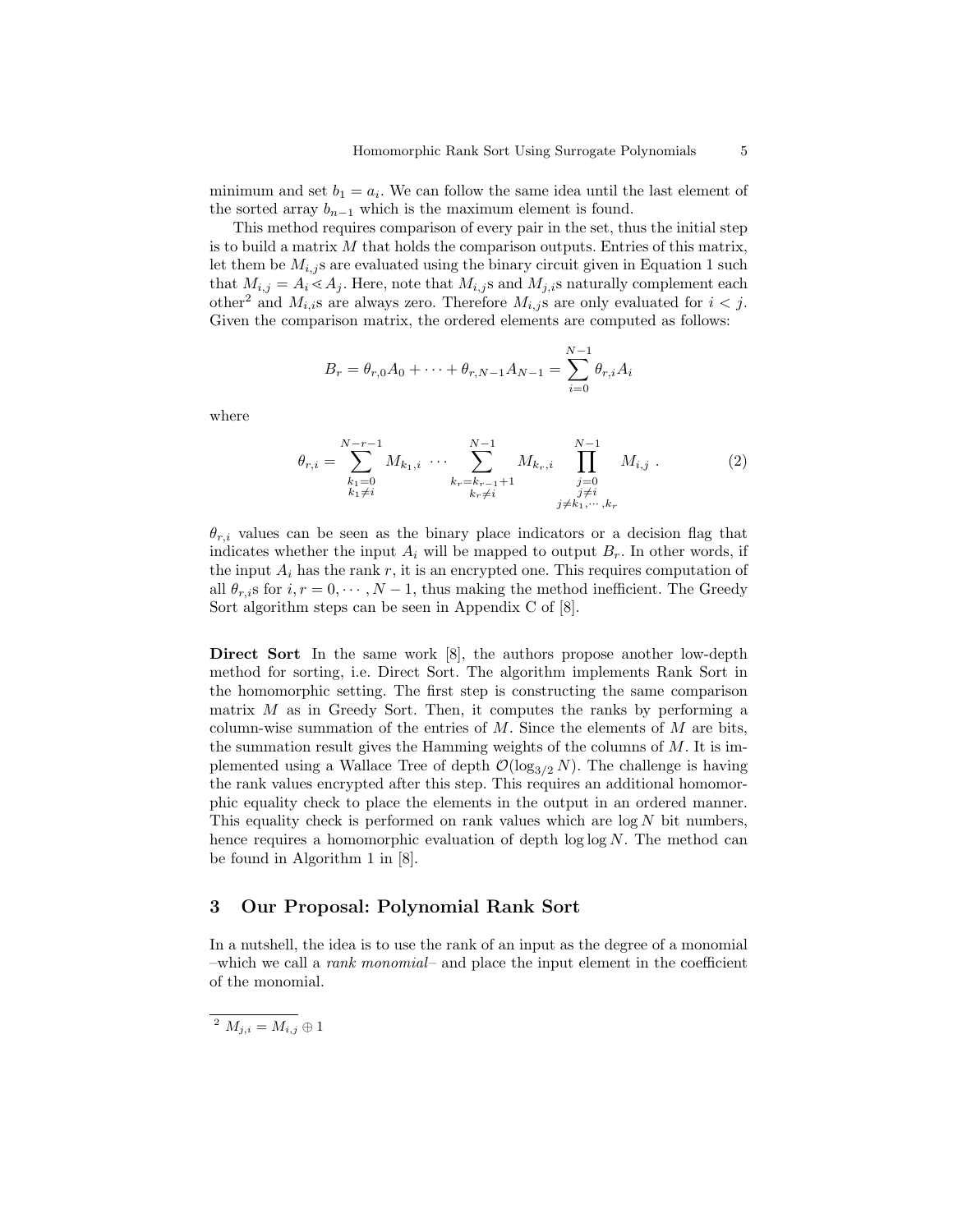minimum and set $b_1 = a_i$. We can follow the same idea until the last element of the sorted array $b_{n-1}$ which is the maximum element is found.

This method requires comparison of every pair in the set, thus the initial step is to build a matrix $M$ that holds the comparison outputs. Entries of this matrix, let them be $M_{i,j}$s are evaluated using the binary circuit given in Equation 1 such that $M_{i,j} = A_i \lessdot A_j$. Here, note that $M_{i,j}$s and $M_{j,i}$s naturally complement each other[2] and $M_{i,i}$s are always zero. Therefore $M_{i,j}$s are only evaluated for $i < j$. Given the comparison matrix, the ordered elements are computed as follows:

$$B_r = \theta_{r,0} A_0 + \cdots + \theta_{r,N-1} A_{N-1} = \sum_{i=0}^{N-1} \theta_{r,i} A_i$$

where

$$\theta_{r,i} = \sum_{\substack{k_1=0 \\ k_1 \neq i}}^{N-r-1} M_{k_1,i} \cdots \sum_{\substack{k_r=k_{r-1}+1 \\ k_r \neq i}}^{N-1} M_{k_r,i} \prod_{\substack{j=0 \\ j \neq i \\ j \neq k_1,\cdots,k_r}}^{N-1} M_{i,j} \ . \tag{2}$$

$\theta_{r,i}$ values can be seen as the binary place indicators or a decision flag that indicates whether the input $A_i$ will be mapped to output $B_r$. In other words, if the input $A_i$ has the rank $r$, it is an encrypted one. This requires computation of all $\theta_{r,i}$s for $i, r = 0, \cdots, N-1$, thus making the method inefficient. The Greedy Sort algorithm steps can be seen in Appendix C of [8].

**Direct Sort** In the same work [8], the authors propose another low-depth method for sorting, i.e. Direct Sort. The algorithm implements Rank Sort in the homomorphic setting. The first step is constructing the same comparison matrix $M$ as in Greedy Sort. Then, it computes the ranks by performing a column-wise summation of the entries of $M$. Since the elements of $M$ are bits, the summation result gives the Hamming weights of the columns of $M$. It is implemented using a Wallace Tree of depth $\mathcal{O}(\log_{3/2} N)$. The challenge is having the rank values encrypted after this step. This requires an additional homomorphic equality check to place the elements in the output in an ordered manner. This equality check is performed on rank values which are $\log N$ bit numbers, hence requires a homomorphic evaluation of depth $\log \log N$. The method can be found in Algorithm 1 in [8].

## 3 Our Proposal: Polynomial Rank Sort

In a nutshell, the idea is to use the rank of an input as the degree of a monomial –which we call a *rank monomial*– and place the input element in the coefficient of the monomial.

---

[2] $M_{j,i} = M_{i,j} \oplus 1$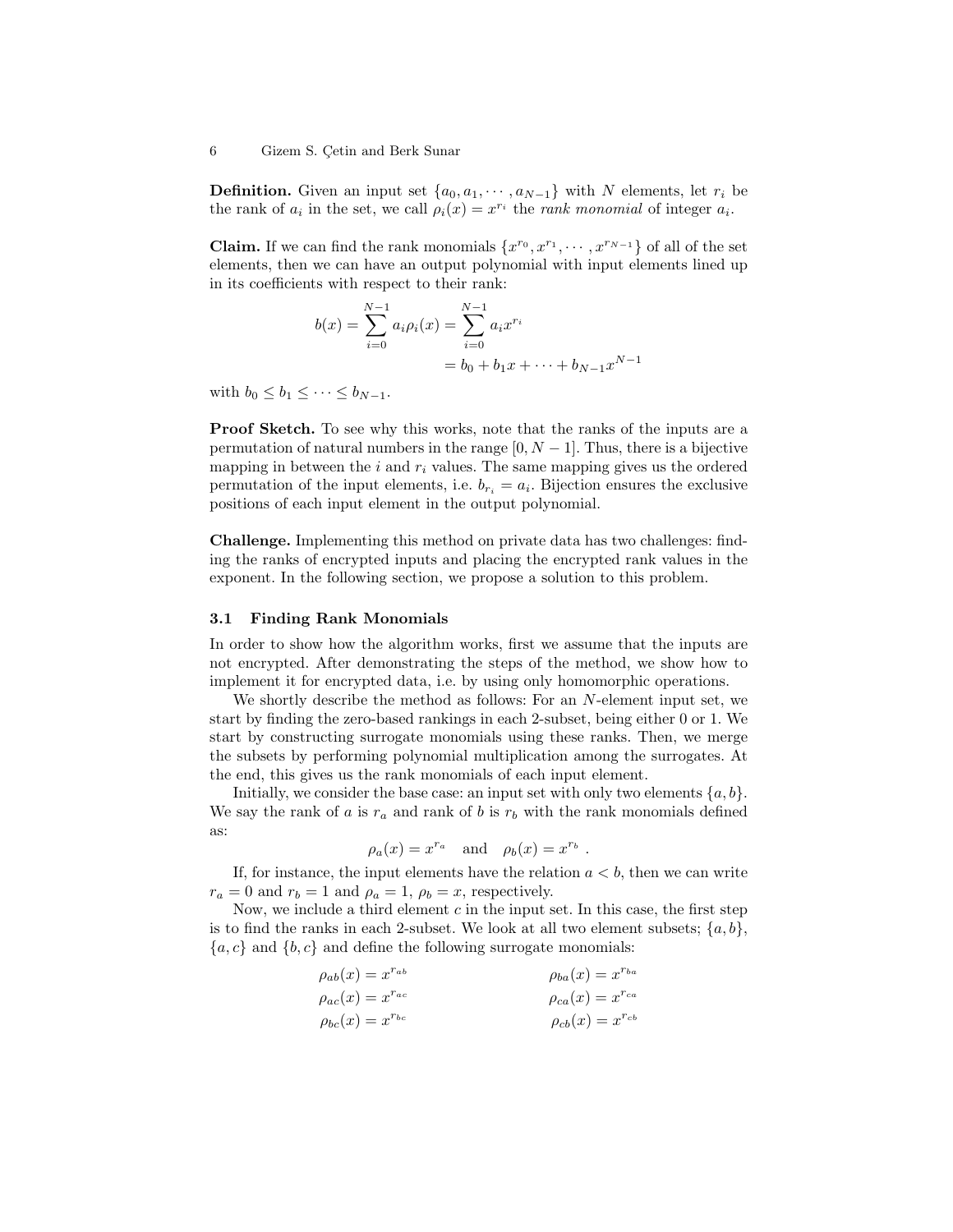**Definition.** Given an input set $\{a_0, a_1, \cdots, a_{N-1}\}$ with $N$ elements, let $r_i$ be the rank of $a_i$ in the set, we call $\rho_i(x) = x^{r_i}$ the *rank monomial* of integer $a_i$.

**Claim.** If we can find the rank monomials $\{x^{r_0}, x^{r_1}, \cdots, x^{r_{N-1}}\}$ of all of the set elements, then we can have an output polynomial with input elements lined up in its coefficients with respect to their rank:

$$b(x) = \sum_{i=0}^{N-1} a_i \rho_i(x) = \sum_{i=0}^{N-1} a_i x^{r_i}$$
$$= b_0 + b_1 x + \cdots + b_{N-1} x^{N-1}$$

with $b_0 \leq b_1 \leq \cdots \leq b_{N-1}$.

**Proof Sketch.** To see why this works, note that the ranks of the inputs are a permutation of natural numbers in the range $[0, N-1]$. Thus, there is a bijective mapping in between the $i$ and $r_i$ values. The same mapping gives us the ordered permutation of the input elements, i.e. $b_{r_i} = a_i$. Bijection ensures the exclusive positions of each input element in the output polynomial.

**Challenge.** Implementing this method on private data has two challenges: finding the ranks of encrypted inputs and placing the encrypted rank values in the exponent. In the following section, we propose a solution to this problem.

### 3.1 Finding Rank Monomials

In order to show how the algorithm works, first we assume that the inputs are not encrypted. After demonstrating the steps of the method, we show how to implement it for encrypted data, i.e. by using only homomorphic operations.

We shortly describe the method as follows: For an $N$-element input set, we start by finding the zero-based rankings in each 2-subset, being either 0 or 1. We start by constructing surrogate monomials using these ranks. Then, we merge the subsets by performing polynomial multiplication among the surrogates. At the end, this gives us the rank monomials of each input element.

Initially, we consider the base case: an input set with only two elements $\{a, b\}$. We say the rank of $a$ is $r_a$ and rank of $b$ is $r_b$ with the rank monomials defined as:

$$\rho_a(x) = x^{r_a} \quad \text{and} \quad \rho_b(x) = x^{r_b} \ .$$

If, for instance, the input elements have the relation $a < b$, then we can write $r_a = 0$ and $r_b = 1$ and $\rho_a = 1$, $\rho_b = x$, respectively.

Now, we include a third element $c$ in the input set. In this case, the first step is to find the ranks in each 2-subset. We look at all two element subsets; $\{a, b\}$, $\{a, c\}$ and $\{b, c\}$ and define the following surrogate monomials:

$$\rho_{ab}(x) = x^{r_{ab}} \qquad \rho_{ba}(x) = x^{r_{ba}}$$
$$\rho_{ac}(x) = x^{r_{ac}} \qquad \rho_{ca}(x) = x^{r_{ca}}$$
$$\rho_{bc}(x) = x^{r_{bc}} \qquad \rho_{cb}(x) = x^{r_{cb}}$$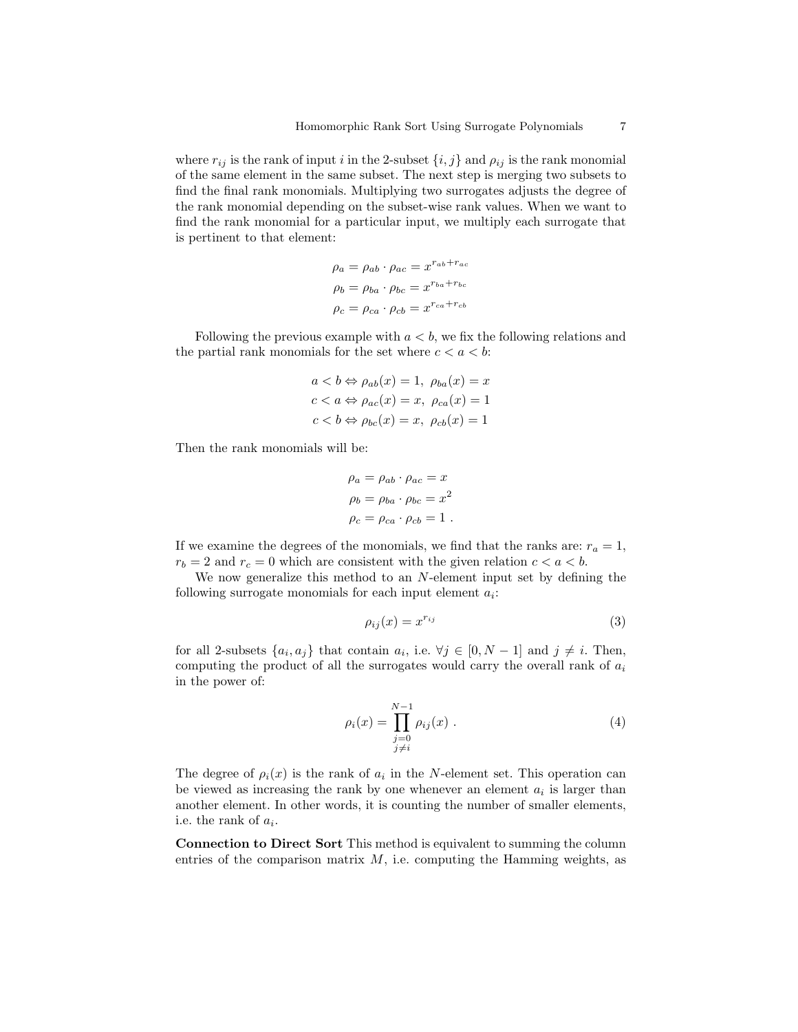where $r_{ij}$ is the rank of input $i$ in the 2-subset $\{i, j\}$ and $\rho_{ij}$ is the rank monomial of the same element in the same subset. The next step is merging two subsets to find the final rank monomials. Multiplying two surrogates adjusts the degree of the rank monomial depending on the subset-wise rank values. When we want to find the rank monomial for a particular input, we multiply each surrogate that is pertinent to that element:

$$\rho_a = \rho_{ab} \cdot \rho_{ac} = x^{r_{ab}+r_{ac}}$$
$$\rho_b = \rho_{ba} \cdot \rho_{bc} = x^{r_{ba}+r_{bc}}$$
$$\rho_c = \rho_{ca} \cdot \rho_{cb} = x^{r_{ca}+r_{cb}}$$

Following the previous example with $a < b$, we fix the following relations and the partial rank monomials for the set where $c < a < b$:

$$a < b \Leftrightarrow \rho_{ab}(x) = 1,\ \rho_{ba}(x) = x$$
$$c < a \Leftrightarrow \rho_{ac}(x) = x,\ \rho_{ca}(x) = 1$$
$$c < b \Leftrightarrow \rho_{bc}(x) = x,\ \rho_{cb}(x) = 1$$

Then the rank monomials will be:

$$\rho_a = \rho_{ab} \cdot \rho_{ac} = x$$
$$\rho_b = \rho_{ba} \cdot \rho_{bc} = x^2$$
$$\rho_c = \rho_{ca} \cdot \rho_{cb} = 1\ .$$

If we examine the degrees of the monomials, we find that the ranks are: $r_a = 1$, $r_b = 2$ and $r_c = 0$ which are consistent with the given relation $c < a < b$.

We now generalize this method to an $N$-element input set by defining the following surrogate monomials for each input element $a_i$:

$$\rho_{ij}(x) = x^{r_{ij}} \tag{3}$$

for all 2-subsets $\{a_i, a_j\}$ that contain $a_i$, i.e. $\forall j \in [0, N-1]$ and $j \neq i$. Then, computing the product of all the surrogates would carry the overall rank of $a_i$ in the power of:

$$\rho_i(x) = \prod_{\substack{j=0 \\ j \neq i}}^{N-1} \rho_{ij}(x)\ . \tag{4}$$

The degree of $\rho_i(x)$ is the rank of $a_i$ in the $N$-element set. This operation can be viewed as increasing the rank by one whenever an element $a_i$ is larger than another element. In other words, it is counting the number of smaller elements, i.e. the rank of $a_i$.

**Connection to Direct Sort** This method is equivalent to summing the column entries of the comparison matrix $M$, i.e. computing the Hamming weights, as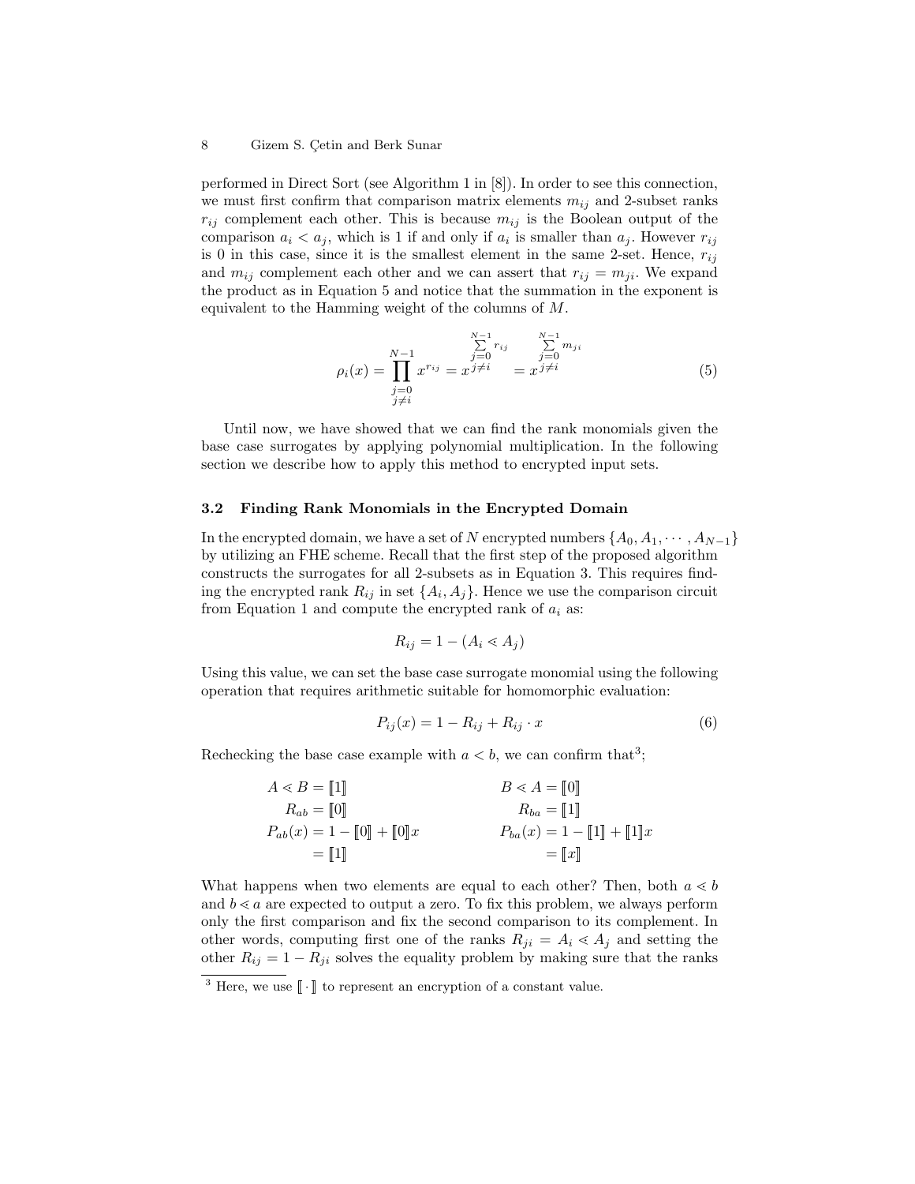performed in Direct Sort (see Algorithm 1 in [8]). In order to see this connection, we must first confirm that comparison matrix elements $m_{ij}$ and 2-subset ranks $r_{ij}$ complement each other. This is because $m_{ij}$ is the Boolean output of the comparison $a_i < a_j$, which is 1 if and only if $a_i$ is smaller than $a_j$. However $r_{ij}$ is 0 in this case, since it is the smallest element in the same 2-set. Hence, $r_{ij}$ and $m_{ij}$ complement each other and we can assert that $r_{ij} = m_{ji}$. We expand the product as in Equation 5 and notice that the summation in the exponent is equivalent to the Hamming weight of the columns of $M$.

$$\rho_i(x) = \prod_{\substack{j=0 \\ j \neq i}}^{N-1} x^{r_{ij}} = x^{\sum_{\substack{j=0 \\ j \neq i}}^{N-1} r_{ij}} = x^{\sum_{\substack{j=0 \\ j \neq i}}^{N-1} m_{ji}} \tag{5}$$

Until now, we have showed that we can find the rank monomials given the base case surrogates by applying polynomial multiplication. In the following section we describe how to apply this method to encrypted input sets.

### 3.2 Finding Rank Monomials in the Encrypted Domain

In the encrypted domain, we have a set of $N$ encrypted numbers $\{A_0, A_1, \cdots, A_{N-1}\}$ by utilizing an FHE scheme. Recall that the first step of the proposed algorithm constructs the surrogates for all 2-subsets as in Equation 3. This requires finding the encrypted rank $R_{ij}$ in set $\{A_i, A_j\}$. Hence we use the comparison circuit from Equation 1 and compute the encrypted rank of $a_i$ as:

$$R_{ij} = 1 - (A_i \lessdot A_j)$$

Using this value, we can set the base case surrogate monomial using the following operation that requires arithmetic suitable for homomorphic evaluation:

$$P_{ij}(x) = 1 - R_{ij} + R_{ij} \cdot x \tag{6}$$

Rechecking the base case example with $a < b$, we can confirm that[3];

$$\begin{aligned} A \lessdot B &= [\![1]\!] & B \lessdot A &= [\![0]\!] \\ R_{ab} &= [\![0]\!] & R_{ba} &= [\![1]\!] \\ P_{ab}(x) &= 1 - [\![0]\!] + [\![0]\!]x & P_{ba}(x) &= 1 - [\![1]\!] + [\![1]\!]x \\ &= [\![1]\!] & &= [\![x]\!] \end{aligned}$$

What happens when two elements are equal to each other? Then, both $a \lessdot b$ and $b \lessdot a$ are expected to output a zero. To fix this problem, we always perform only the first comparison and fix the second comparison to its complement. In other words, computing first one of the ranks $R_{ji} = A_i \lessdot A_j$ and setting the other $R_{ij} = 1 - R_{ji}$ solves the equality problem by making sure that the ranks

[3] Here, we use $[\![\cdot]\!]$ to represent an encryption of a constant value.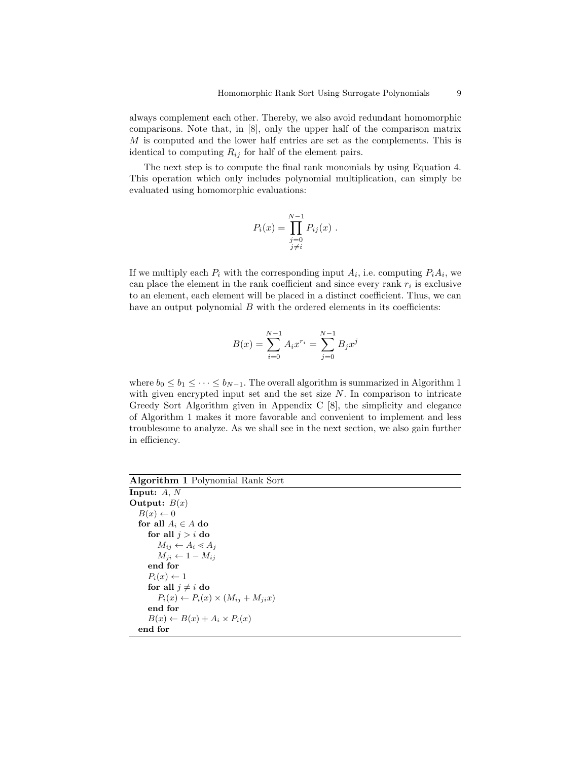always complement each other. Thereby, we also avoid redundant homomorphic comparisons. Note that, in [8], only the upper half of the comparison matrix $M$ is computed and the lower half entries are set as the complements. This is identical to computing $R_{ij}$ for half of the element pairs.

The next step is to compute the final rank monomials by using Equation 4. This operation which only includes polynomial multiplication, can simply be evaluated using homomorphic evaluations:

$$P_i(x) = \prod_{\substack{j=0 \\ j \neq i}}^{N-1} P_{ij}(x) \ .$$

If we multiply each $P_i$ with the corresponding input $A_i$, i.e. computing $P_i A_i$, we can place the element in the rank coefficient and since every rank $r_i$ is exclusive to an element, each element will be placed in a distinct coefficient. Thus, we can have an output polynomial $B$ with the ordered elements in its coefficients:

$$B(x) = \sum_{i=0}^{N-1} A_i x^{r_i} = \sum_{j=0}^{N-1} B_j x^j$$

where $b_0 \leq b_1 \leq \cdots \leq b_{N-1}$. The overall algorithm is summarized in Algorithm 1 with given encrypted input set and the set size $N$. In comparison to intricate Greedy Sort Algorithm given in Appendix C [8], the simplicity and elegance of Algorithm 1 makes it more favorable and convenient to implement and less troublesome to analyze. As we shall see in the next section, we also gain further in efficiency.

**Algorithm 1** Polynomial Rank Sort

```
Input: A, N
Output: B(x)
  B(x) ← 0
  for all A_i ∈ A do
    for all j > i do
      M_ij ← A_i ⋖ A_j
      M_ji ← 1 − M_ij
    end for
    P_i(x) ← 1
    for all j ≠ i do
      P_i(x) ← P_i(x) × (M_ij + M_ji x)
    end for
    B(x) ← B(x) + A_i × P_i(x)
  end for
```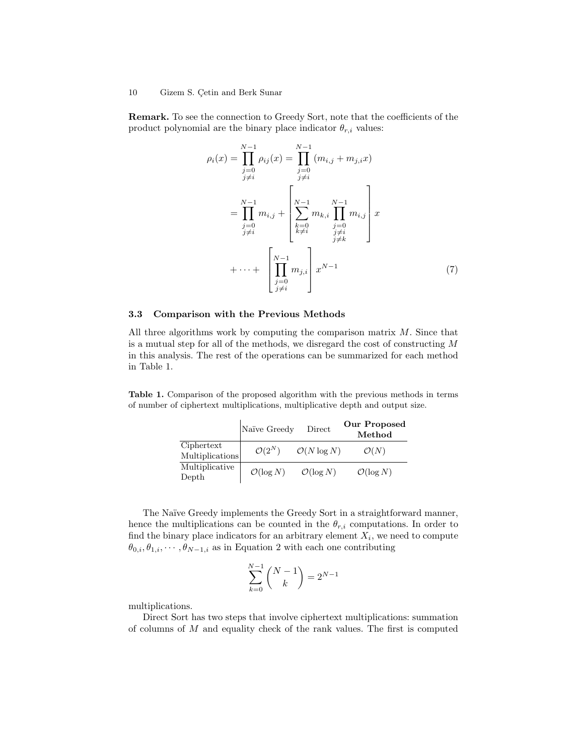**Remark.** To see the connection to Greedy Sort, note that the coefficients of the product polynomial are the binary place indicator $\theta_{r,i}$ values:

$$
\begin{aligned}
\rho_i(x) &= \prod_{\substack{j=0 \\ j\neq i}}^{N-1} \rho_{ij}(x) = \prod_{\substack{j=0 \\ j\neq i}}^{N-1} (m_{i,j} + m_{j,i}x) \\
&= \prod_{\substack{j=0 \\ j\neq i}}^{N-1} m_{i,j} + \left[ \sum_{\substack{k=0 \\ k\neq i}}^{N-1} m_{k,i} \prod_{\substack{j=0 \\ j\neq i \\ j\neq k}}^{N-1} m_{i,j} \right] x \\
&\quad + \cdots + \left[ \prod_{\substack{j=0 \\ j\neq i}}^{N-1} m_{j,i} \right] x^{N-1}
\end{aligned} \tag{7}
$$

### 3.3 Comparison with the Previous Methods

All three algorithms work by computing the comparison matrix $M$. Since that is a mutual step for all of the methods, we disregard the cost of constructing $M$ in this analysis. The rest of the operations can be summarized for each method in Table 1.

**Table 1.** Comparison of the proposed algorithm with the previous methods in terms of number of ciphertext multiplications, multiplicative depth and output size.

| | Naïve Greedy | Direct | **Our Proposed Method** |
|---|---|---|---|
| Ciphertext Multiplications | $\mathcal{O}(2^N)$ | $\mathcal{O}(N \log N)$ | $\mathcal{O}(N)$ |
| Multiplicative Depth | $\mathcal{O}(\log N)$ | $\mathcal{O}(\log N)$ | $\mathcal{O}(\log N)$ |

The Naïve Greedy implements the Greedy Sort in a straightforward manner, hence the multiplications can be counted in the $\theta_{r,i}$ computations. In order to find the binary place indicators for an arbitrary element $X_i$, we need to compute $\theta_{0,i}, \theta_{1,i}, \cdots, \theta_{N-1,i}$ as in Equation 2 with each one contributing

$$
\sum_{k=0}^{N-1} \binom{N-1}{k} = 2^{N-1}
$$

multiplications.

Direct Sort has two steps that involve ciphertext multiplications: summation of columns of $M$ and equality check of the rank values. The first is computed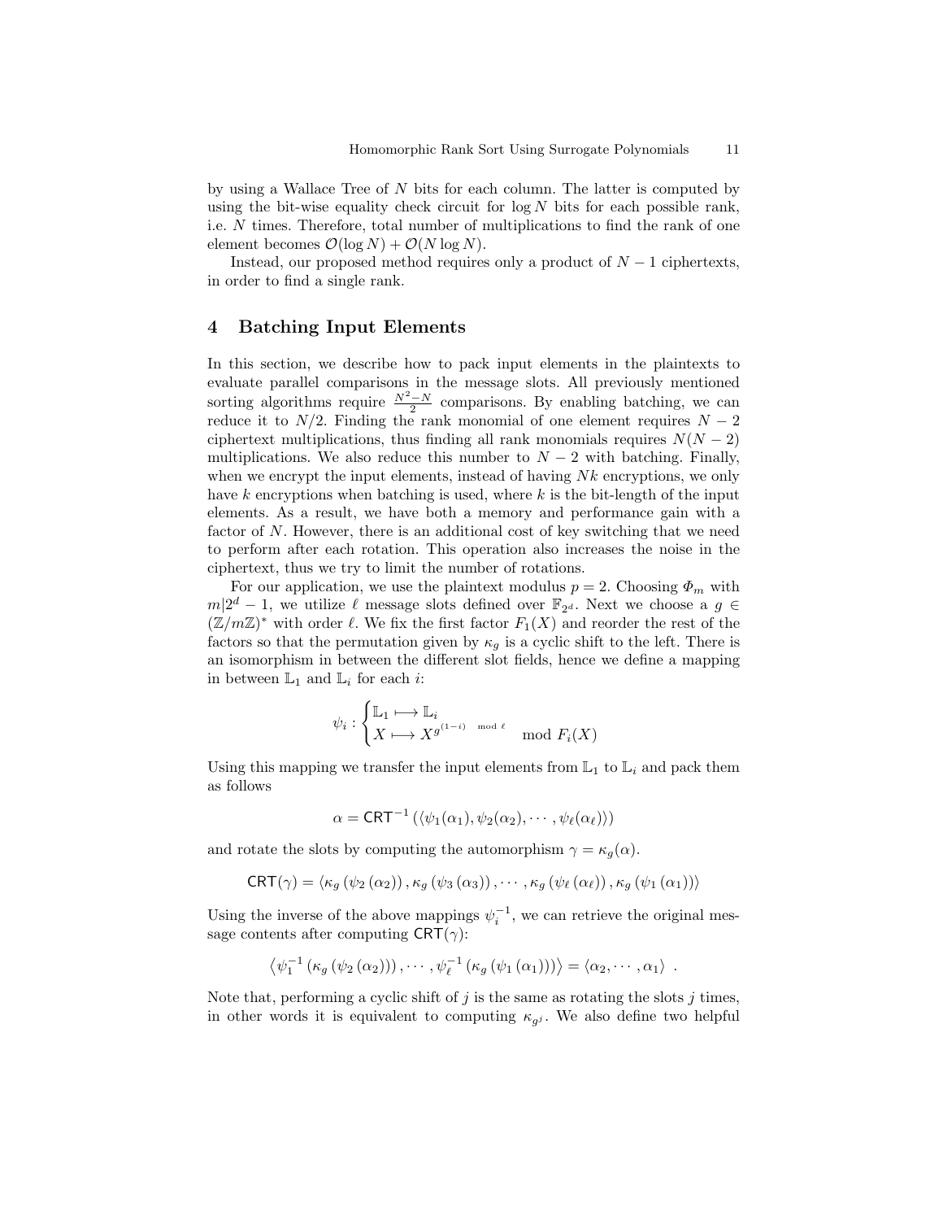by using a Wallace Tree of $N$ bits for each column. The latter is computed by using the bit-wise equality check circuit for $\log N$ bits for each possible rank, i.e. $N$ times. Therefore, total number of multiplications to find the rank of one element becomes $\mathcal{O}(\log N) + \mathcal{O}(N \log N)$.

Instead, our proposed method requires only a product of $N-1$ ciphertexts, in order to find a single rank.

## 4 Batching Input Elements

In this section, we describe how to pack input elements in the plaintexts to evaluate parallel comparisons in the message slots. All previously mentioned sorting algorithms require $\frac{N^2-N}{2}$ comparisons. By enabling batching, we can reduce it to $N/2$. Finding the rank monomial of one element requires $N-2$ ciphertext multiplications, thus finding all rank monomials requires $N(N-2)$ multiplications. We also reduce this number to $N-2$ with batching. Finally, when we encrypt the input elements, instead of having $Nk$ encryptions, we only have $k$ encryptions when batching is used, where $k$ is the bit-length of the input elements. As a result, we have both a memory and performance gain with a factor of $N$. However, there is an additional cost of key switching that we need to perform after each rotation. This operation also increases the noise in the ciphertext, thus we try to limit the number of rotations.

For our application, we use the plaintext modulus $p = 2$. Choosing $\Phi_m$ with $m | 2^d - 1$, we utilize $\ell$ message slots defined over $\mathbb{F}_{2^d}$. Next we choose a $g \in (\mathbb{Z}/m\mathbb{Z})^*$ with order $\ell$. We fix the first factor $F_1(X)$ and reorder the rest of the factors so that the permutation given by $\kappa_g$ is a cyclic shift to the left. There is an isomorphism in between the different slot fields, hence we define a mapping in between $\mathbb{L}_1$ and $\mathbb{L}_i$ for each $i$:

$$\psi_i : \begin{cases} \mathbb{L}_1 \longmapsto \mathbb{L}_i \\ X \longmapsto X^{g^{(1-i)} \mod \ell} \end{cases} \mod F_i(X)$$

Using this mapping we transfer the input elements from $\mathbb{L}_1$ to $\mathbb{L}_i$ and pack them as follows

$$\alpha = \mathsf{CRT}^{-1}\left(\langle \psi_1(\alpha_1), \psi_2(\alpha_2), \cdots, \psi_\ell(\alpha_\ell)\rangle\right)$$

and rotate the slots by computing the automorphism $\gamma = \kappa_g(\alpha)$.

$$\mathsf{CRT}(\gamma) = \langle \kappa_g\left(\psi_2\left(\alpha_2\right)\right), \kappa_g\left(\psi_3\left(\alpha_3\right)\right), \cdots, \kappa_g\left(\psi_\ell\left(\alpha_\ell\right)\right), \kappa_g\left(\psi_1\left(\alpha_1\right)\right)\rangle$$

Using the inverse of the above mappings $\psi_i^{-1}$, we can retrieve the original message contents after computing $\mathsf{CRT}(\gamma)$:

$$\left\langle \psi_1^{-1}\left(\kappa_g\left(\psi_2\left(\alpha_2\right)\right)\right), \cdots, \psi_\ell^{-1}\left(\kappa_g\left(\psi_1\left(\alpha_1\right)\right)\right)\right\rangle = \langle \alpha_2, \cdots, \alpha_1\rangle \ .$$

Note that, performing a cyclic shift of $j$ is the same as rotating the slots $j$ times, in other words it is equivalent to computing $\kappa_{g^j}$. We also define two helpful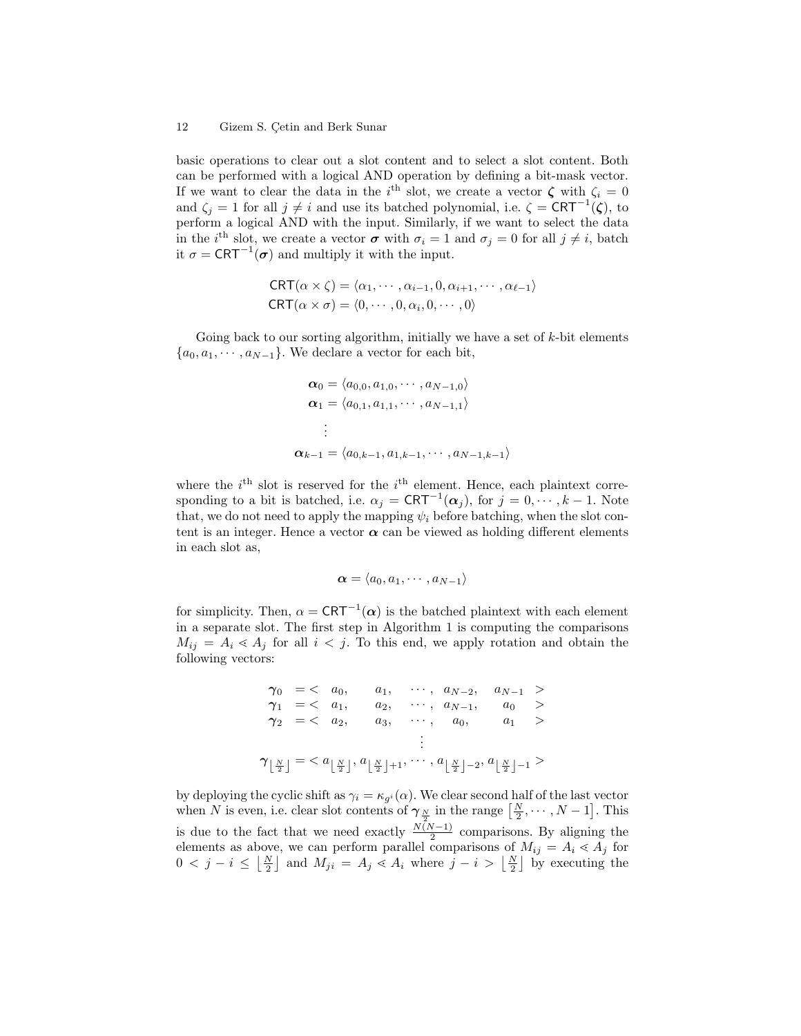basic operations to clear out a slot content and to select a slot content. Both can be performed with a logical AND operation by defining a bit-mask vector. If we want to clear the data in the $i^{\text{th}}$ slot, we create a vector $\boldsymbol{\zeta}$ with $\zeta_i = 0$ and $\zeta_j = 1$ for all $j \neq i$ and use its batched polynomial, i.e. $\zeta = \mathsf{CRT}^{-1}(\boldsymbol{\zeta})$, to perform a logical AND with the input. Similarly, if we want to select the data in the $i^{\text{th}}$ slot, we create a vector $\boldsymbol{\sigma}$ with $\sigma_i = 1$ and $\sigma_j = 0$ for all $j \neq i$, batch it $\sigma = \mathsf{CRT}^{-1}(\boldsymbol{\sigma})$ and multiply it with the input.

$$
\begin{aligned}
\mathsf{CRT}(\alpha \times \zeta) &= \langle \alpha_1, \cdots, \alpha_{i-1}, 0, \alpha_{i+1}, \cdots, \alpha_{\ell-1} \rangle \\
\mathsf{CRT}(\alpha \times \sigma) &= \langle 0, \cdots, 0, \alpha_i, 0, \cdots, 0 \rangle
\end{aligned}
$$

Going back to our sorting algorithm, initially we have a set of $k$-bit elements $\{a_0, a_1, \cdots, a_{N-1}\}$. We declare a vector for each bit,

$$
\begin{aligned}
\boldsymbol{\alpha}_0 &= \langle a_{0,0}, a_{1,0}, \cdots, a_{N-1,0} \rangle \\
\boldsymbol{\alpha}_1 &= \langle a_{0,1}, a_{1,1}, \cdots, a_{N-1,1} \rangle \\
&\vdots \\
\boldsymbol{\alpha}_{k-1} &= \langle a_{0,k-1}, a_{1,k-1}, \cdots, a_{N-1,k-1} \rangle
\end{aligned}
$$

where the $i^{\text{th}}$ slot is reserved for the $i^{\text{th}}$ element. Hence, each plaintext corresponding to a bit is batched, i.e. $\alpha_j = \mathsf{CRT}^{-1}(\boldsymbol{\alpha}_j)$, for $j = 0, \cdots, k-1$. Note that, we do not need to apply the mapping $\psi_i$ before batching, when the slot content is an integer. Hence a vector $\boldsymbol{\alpha}$ can be viewed as holding different elements in each slot as,

$$
\boldsymbol{\alpha} = \langle a_0, a_1, \cdots, a_{N-1} \rangle
$$

for simplicity. Then, $\alpha = \mathsf{CRT}^{-1}(\boldsymbol{\alpha})$ is the batched plaintext with each element in a separate slot. The first step in Algorithm 1 is computing the comparisons $M_{ij} = A_i \lessdot A_j$ for all $i < j$. To this end, we apply rotation and obtain the following vectors:

$$
\begin{array}{rlcccccl}
\boldsymbol{\gamma}_0 & = < & a_0, & a_1, & \cdots, & a_{N-2}, & a_{N-1} & > \\
\boldsymbol{\gamma}_1 & = < & a_1, & a_2, & \cdots, & a_{N-1}, & a_0 & > \\
\boldsymbol{\gamma}_2 & = < & a_2, & a_3, & \cdots, & a_0, & a_1 & > \\
 & & & & \vdots & & & \\
\boldsymbol{\gamma}_{\lfloor \frac{N}{2} \rfloor} & = < & a_{\lfloor \frac{N}{2} \rfloor}, & a_{\lfloor \frac{N}{2} \rfloor+1}, & \cdots, & a_{\lfloor \frac{N}{2} \rfloor-2}, & a_{\lfloor \frac{N}{2} \rfloor-1} & >
\end{array}
$$

by deploying the cyclic shift as $\gamma_i = \kappa_{g^i}(\alpha)$. We clear second half of the last vector when $N$ is even, i.e. clear slot contents of $\boldsymbol{\gamma}_{\frac{N}{2}}$ in the range $\left[\frac{N}{2}, \cdots, N-1\right]$. This is due to the fact that we need exactly $\frac{N(N-1)}{2}$ comparisons. By aligning the elements as above, we can perform parallel comparisons of $M_{ij} = A_i \lessdot A_j$ for $0 < j - i \leq \left\lfloor \frac{N}{2} \right\rfloor$ and $M_{ji} = A_j \lessdot A_i$ where $j - i > \left\lfloor \frac{N}{2} \right\rfloor$ by executing the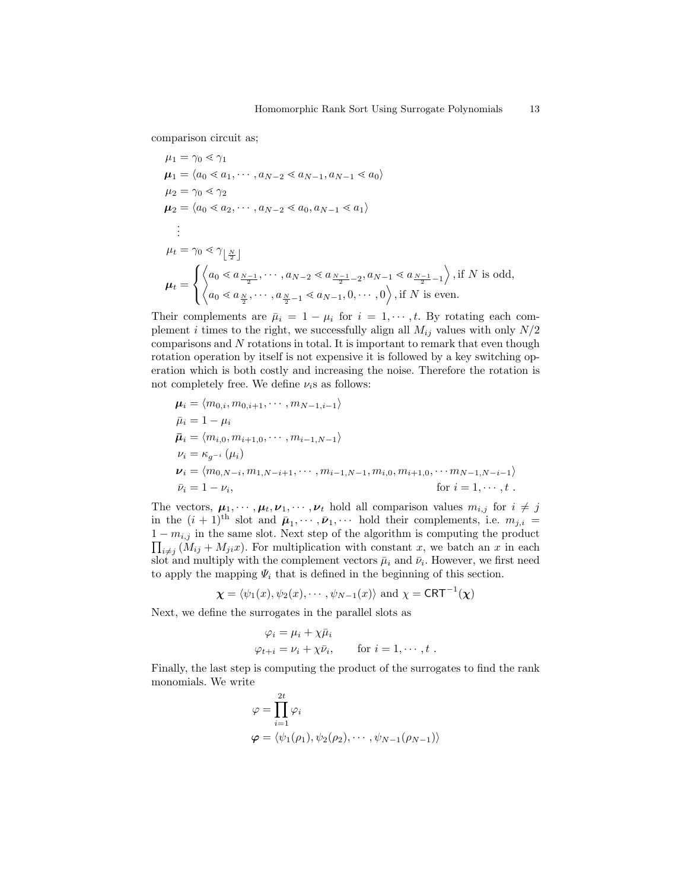comparison circuit as;

$$
\begin{aligned}
&\mu_1 = \gamma_0 \lessdot \gamma_1 \\
&\boldsymbol{\mu}_1 = \langle a_0 \lessdot a_1, \cdots, a_{N-2} \lessdot a_{N-1}, a_{N-1} \lessdot a_0 \rangle \\
&\mu_2 = \gamma_0 \lessdot \gamma_2 \\
&\boldsymbol{\mu}_2 = \langle a_0 \lessdot a_2, \cdots, a_{N-2} \lessdot a_0, a_{N-1} \lessdot a_1 \rangle \\
&\quad \vdots \\
&\mu_t = \gamma_0 \lessdot \gamma_{\lfloor \frac{N}{2} \rfloor} \\
&\boldsymbol{\mu}_t = \begin{cases} \left\langle a_0 \lessdot a_{\frac{N-1}{2}}, \cdots, a_{N-2} \lessdot a_{\frac{N-1}{2}-2}, a_{N-1} \lessdot a_{\frac{N-1}{2}-1} \right\rangle, \text{if } N \text{ is odd,} \\ \left\langle a_0 \lessdot a_{\frac{N}{2}}, \cdots, a_{\frac{N}{2}-1} \lessdot a_{N-1}, 0, \cdots, 0 \right\rangle, \text{if } N \text{ is even.} \end{cases}
\end{aligned}
$$

Their complements are $\bar{\mu}_i = 1 - \mu_i$ for $i = 1, \cdots, t$. By rotating each complement $i$ times to the right, we successfully align all $M_{ij}$ values with only $N/2$ comparisons and $N$ rotations in total. It is important to remark that even though rotation operation by itself is not expensive it is followed by a key switching operation which is both costly and increasing the noise. Therefore the rotation is not completely free. We define $\nu_i$s as follows:

$$
\begin{aligned}
&\boldsymbol{\mu}_i = \langle m_{0,i}, m_{0,i+1}, \cdots, m_{N-1,i-1} \rangle \\
&\bar{\mu}_i = 1 - \mu_i \\
&\bar{\boldsymbol{\mu}}_i = \langle m_{i,0}, m_{i+1,0}, \cdots, m_{i-1,N-1} \rangle \\
&\nu_i = \kappa_{g^{-i}} (\mu_i) \\
&\boldsymbol{\nu}_i = \langle m_{0,N-i}, m_{1,N-i+1}, \cdots, m_{i-1,N-1}, m_{i,0}, m_{i+1,0}, \cdots m_{N-1,N-i-1} \rangle \\
&\bar{\nu}_i = 1 - \nu_i, \qquad\qquad \text{for } i = 1, \cdots, t\ .
\end{aligned}
$$

The vectors, $\boldsymbol{\mu}_1, \cdots, \boldsymbol{\mu}_t, \boldsymbol{\nu}_1, \cdots, \boldsymbol{\nu}_t$ hold all comparison values $m_{i,j}$ for $i \neq j$ in the $(i+1)^{\text{th}}$ slot and $\bar{\boldsymbol{\mu}}_1, \cdots, \bar{\boldsymbol{\nu}}_1, \cdots$ hold their complements, i.e. $m_{j,i} = 1 - m_{i,j}$ in the same slot. Next step of the algorithm is computing the product $\prod_{i \neq j} (M_{ij} + M_{ji} x)$. For multiplication with constant $x$, we batch an $x$ in each slot and multiply with the complement vectors $\bar{\mu}_i$ and $\bar{\nu}_i$. However, we first need to apply the mapping $\Psi_i$ that is defined in the beginning of this section.

$$\boldsymbol{\chi} = \langle \psi_1(x), \psi_2(x), \cdots, \psi_{N-1}(x) \rangle \text{ and } \chi = \mathsf{CRT}^{-1}(\boldsymbol{\chi})$$

Next, we define the surrogates in the parallel slots as

$$
\begin{aligned}
\varphi_i &= \mu_i + \chi \bar{\mu}_i \\
\varphi_{t+i} &= \nu_i + \chi \bar{\nu}_i, \qquad \text{for } i = 1, \cdots, t\ .
\end{aligned}
$$

Finally, the last step is computing the product of the surrogates to find the rank monomials. We write

$$
\begin{aligned}
\varphi &= \prod_{i=1}^{2t} \varphi_i \\
\boldsymbol{\varphi} &= \langle \psi_1(\rho_1), \psi_2(\rho_2), \cdots, \psi_{N-1}(\rho_{N-1}) \rangle
\end{aligned}
$$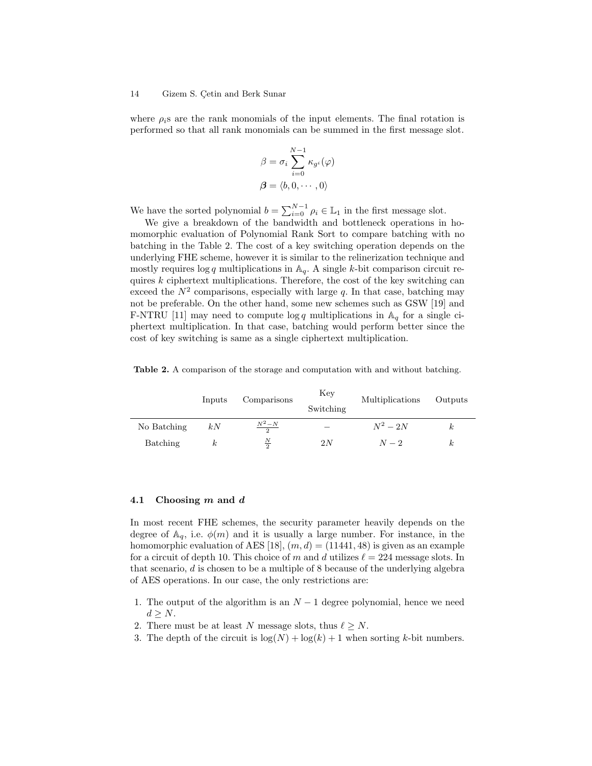where $\rho_i$s are the rank monomials of the input elements. The final rotation is performed so that all rank monomials can be summed in the first message slot.

$$\beta = \sigma_i \sum_{i=0}^{N-1} \kappa_{g^i}(\varphi)$$

$$\boldsymbol{\beta} = \langle b, 0, \cdots, 0 \rangle$$

We have the sorted polynomial $b = \sum_{i=0}^{N-1} \rho_i \in \mathbb{L}_1$ in the first message slot.

We give a breakdown of the bandwidth and bottleneck operations in homomorphic evaluation of Polynomial Rank Sort to compare batching with no batching in the Table 2. The cost of a key switching operation depends on the underlying FHE scheme, however it is similar to the relinerization technique and mostly requires $\log q$ multiplications in $\mathbb{A}_q$. A single $k$-bit comparison circuit requires $k$ ciphertext multiplications. Therefore, the cost of the key switching can exceed the $N^2$ comparisons, especially with large $q$. In that case, batching may not be preferable. On the other hand, some new schemes such as GSW [19] and F-NTRU [11] may need to compute $\log q$ multiplications in $\mathbb{A}_q$ for a single ciphertext multiplication. In that case, batching would perform better since the cost of key switching is same as a single ciphertext multiplication.

**Table 2.** A comparison of the storage and computation with and without batching.

| | Inputs | Comparisons | Key Switching | Multiplications | Outputs |
|---|---|---|---|---|---|
| No Batching | $kN$ | $\frac{N^2-N}{2}$ | – | $N^2 - 2N$ | $k$ |
| Batching | $k$ | $\frac{N}{2}$ | $2N$ | $N - 2$ | $k$ |

### 4.1 Choosing $m$ and $d$

In most recent FHE schemes, the security parameter heavily depends on the degree of $\mathbb{A}_q$, i.e. $\phi(m)$ and it is usually a large number. For instance, in the homomorphic evaluation of AES [18], $(m, d) = (11441, 48)$ is given as an example for a circuit of depth 10. This choice of $m$ and $d$ utilizes $\ell = 224$ message slots. In that scenario, $d$ is chosen to be a multiple of 8 because of the underlying algebra of AES operations. In our case, the only restrictions are:

1. The output of the algorithm is an $N - 1$ degree polynomial, hence we need $d \geq N$.
2. There must be at least $N$ message slots, thus $\ell \geq N$.
3. The depth of the circuit is $\log(N) + \log(k) + 1$ when sorting $k$-bit numbers.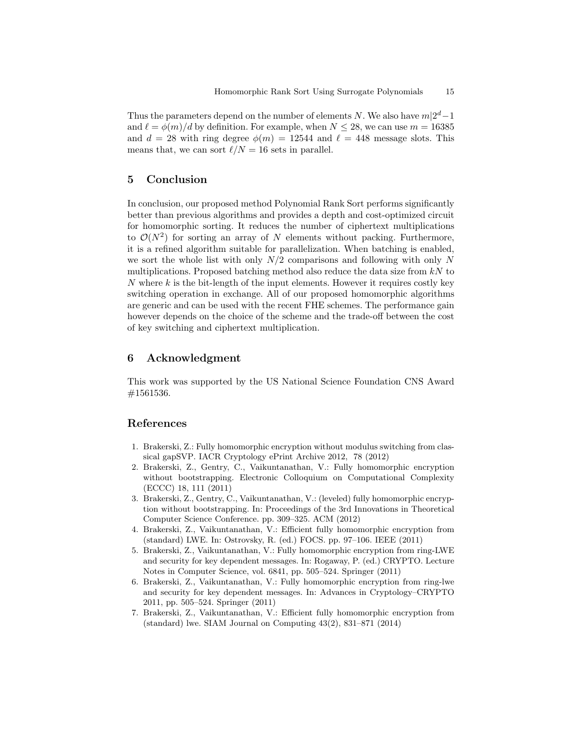Thus the parameters depend on the number of elements $N$. We also have $m|2^d-1$ and $\ell = \phi(m)/d$ by definition. For example, when $N \leq 28$, we can use $m = 16385$ and $d = 28$ with ring degree $\phi(m) = 12544$ and $\ell = 448$ message slots. This means that, we can sort $\ell/N = 16$ sets in parallel.

## 5 Conclusion

In conclusion, our proposed method Polynomial Rank Sort performs significantly better than previous algorithms and provides a depth and cost-optimized circuit for homomorphic sorting. It reduces the number of ciphertext multiplications to $\mathcal{O}(N^2)$ for sorting an array of $N$ elements without packing. Furthermore, it is a refined algorithm suitable for parallelization. When batching is enabled, we sort the whole list with only $N/2$ comparisons and following with only $N$ multiplications. Proposed batching method also reduce the data size from $kN$ to $N$ where $k$ is the bit-length of the input elements. However it requires costly key switching operation in exchange. All of our proposed homomorphic algorithms are generic and can be used with the recent FHE schemes. The performance gain however depends on the choice of the scheme and the trade-off between the cost of key switching and ciphertext multiplication.

## 6 Acknowledgment

This work was supported by the US National Science Foundation CNS Award #1561536.

## References

1. Brakerski, Z.: Fully homomorphic encryption without modulus switching from classical gapSVP. IACR Cryptology ePrint Archive 2012, 78 (2012)
2. Brakerski, Z., Gentry, C., Vaikuntanathan, V.: Fully homomorphic encryption without bootstrapping. Electronic Colloquium on Computational Complexity (ECCC) 18, 111 (2011)
3. Brakerski, Z., Gentry, C., Vaikuntanathan, V.: (leveled) fully homomorphic encryption without bootstrapping. In: Proceedings of the 3rd Innovations in Theoretical Computer Science Conference. pp. 309–325. ACM (2012)
4. Brakerski, Z., Vaikuntanathan, V.: Efficient fully homomorphic encryption from (standard) LWE. In: Ostrovsky, R. (ed.) FOCS. pp. 97–106. IEEE (2011)
5. Brakerski, Z., Vaikuntanathan, V.: Fully homomorphic encryption from ring-LWE and security for key dependent messages. In: Rogaway, P. (ed.) CRYPTO. Lecture Notes in Computer Science, vol. 6841, pp. 505–524. Springer (2011)
6. Brakerski, Z., Vaikuntanathan, V.: Fully homomorphic encryption from ring-lwe and security for key dependent messages. In: Advances in Cryptology–CRYPTO 2011, pp. 505–524. Springer (2011)
7. Brakerski, Z., Vaikuntanathan, V.: Efficient fully homomorphic encryption from (standard) lwe. SIAM Journal on Computing 43(2), 831–871 (2014)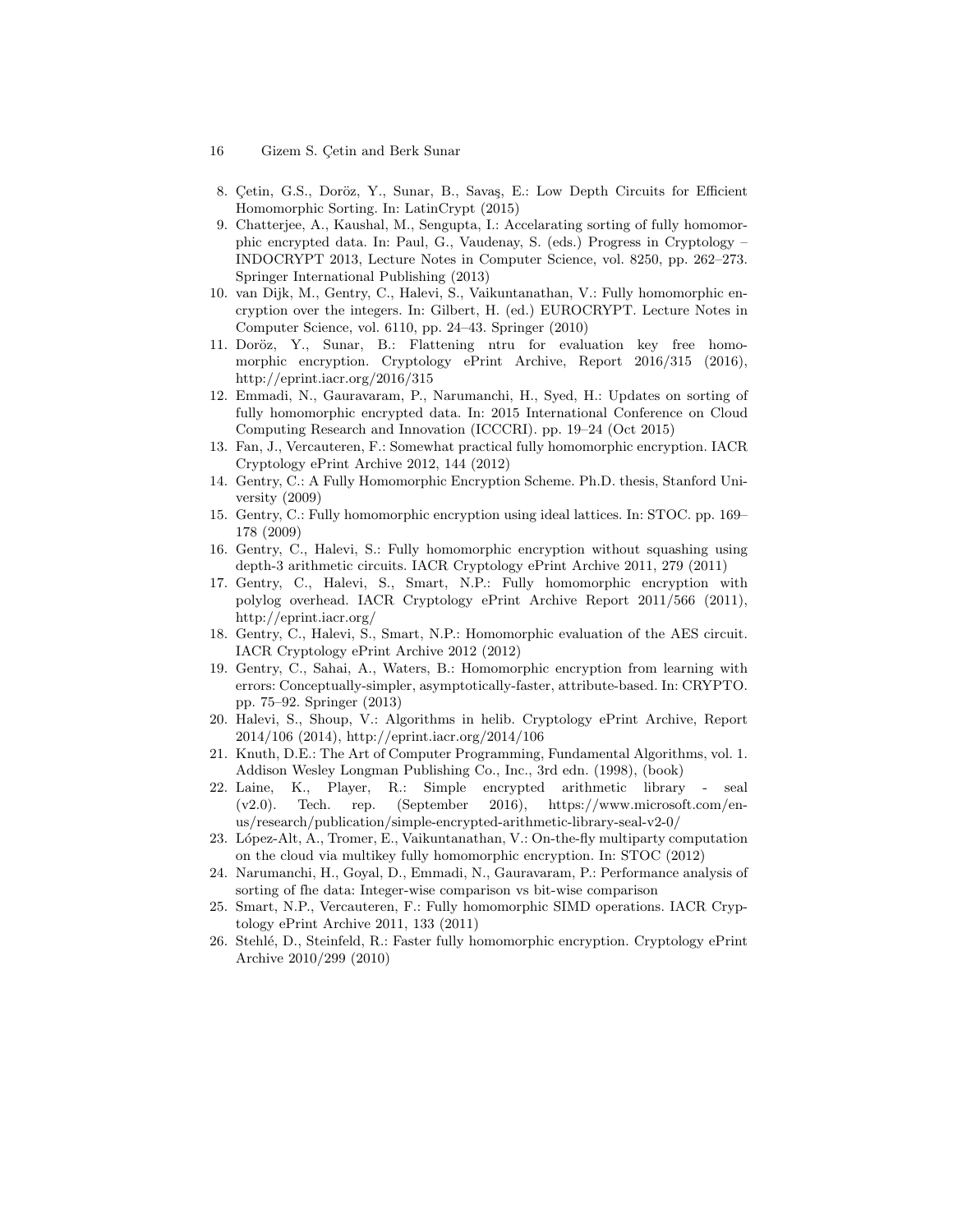8. Çetin, G.S., Doröz, Y., Sunar, B., Savaş, E.: Low Depth Circuits for Efficient Homomorphic Sorting. In: LatinCrypt (2015)
9. Chatterjee, A., Kaushal, M., Sengupta, I.: Accelarating sorting of fully homomorphic encrypted data. In: Paul, G., Vaudenay, S. (eds.) Progress in Cryptology – INDOCRYPT 2013, Lecture Notes in Computer Science, vol. 8250, pp. 262–273. Springer International Publishing (2013)
10. van Dijk, M., Gentry, C., Halevi, S., Vaikuntanathan, V.: Fully homomorphic encryption over the integers. In: Gilbert, H. (ed.) EUROCRYPT. Lecture Notes in Computer Science, vol. 6110, pp. 24–43. Springer (2010)
11. Doröz, Y., Sunar, B.: Flattening ntru for evaluation key free homomorphic encryption. Cryptology ePrint Archive, Report 2016/315 (2016), http://eprint.iacr.org/2016/315
12. Emmadi, N., Gauravaram, P., Narumanchi, H., Syed, H.: Updates on sorting of fully homomorphic encrypted data. In: 2015 International Conference on Cloud Computing Research and Innovation (ICCCRI). pp. 19–24 (Oct 2015)
13. Fan, J., Vercauteren, F.: Somewhat practical fully homomorphic encryption. IACR Cryptology ePrint Archive 2012, 144 (2012)
14. Gentry, C.: A Fully Homomorphic Encryption Scheme. Ph.D. thesis, Stanford University (2009)
15. Gentry, C.: Fully homomorphic encryption using ideal lattices. In: STOC. pp. 169–178 (2009)
16. Gentry, C., Halevi, S.: Fully homomorphic encryption without squashing using depth-3 arithmetic circuits. IACR Cryptology ePrint Archive 2011, 279 (2011)
17. Gentry, C., Halevi, S., Smart, N.P.: Fully homomorphic encryption with polylog overhead. IACR Cryptology ePrint Archive Report 2011/566 (2011), http://eprint.iacr.org/
18. Gentry, C., Halevi, S., Smart, N.P.: Homomorphic evaluation of the AES circuit. IACR Cryptology ePrint Archive 2012 (2012)
19. Gentry, C., Sahai, A., Waters, B.: Homomorphic encryption from learning with errors: Conceptually-simpler, asymptotically-faster, attribute-based. In: CRYPTO. pp. 75–92. Springer (2013)
20. Halevi, S., Shoup, V.: Algorithms in helib. Cryptology ePrint Archive, Report 2014/106 (2014), http://eprint.iacr.org/2014/106
21. Knuth, D.E.: The Art of Computer Programming, Fundamental Algorithms, vol. 1. Addison Wesley Longman Publishing Co., Inc., 3rd edn. (1998), (book)
22. Laine, K., Player, R.: Simple encrypted arithmetic library - seal (v2.0). Tech. rep. (September 2016), https://www.microsoft.com/en-us/research/publication/simple-encrypted-arithmetic-library-seal-v2-0/
23. López-Alt, A., Tromer, E., Vaikuntanathan, V.: On-the-fly multiparty computation on the cloud via multikey fully homomorphic encryption. In: STOC (2012)
24. Narumanchi, H., Goyal, D., Emmadi, N., Gauravaram, P.: Performance analysis of sorting of fhe data: Integer-wise comparison vs bit-wise comparison
25. Smart, N.P., Vercauteren, F.: Fully homomorphic SIMD operations. IACR Cryptology ePrint Archive 2011, 133 (2011)
26. Stehlé, D., Steinfeld, R.: Faster fully homomorphic encryption. Cryptology ePrint Archive 2010/299 (2010)